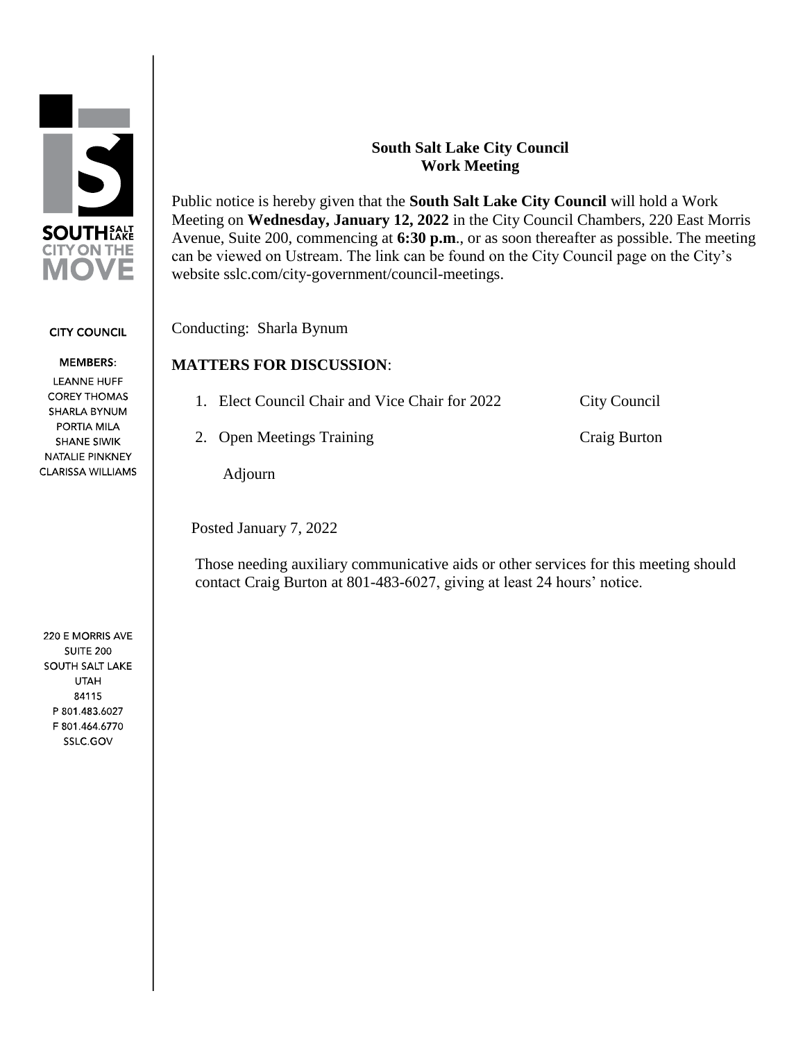SOUTH SALT LAKE
CITY ON THE MOVE

**CITY COUNCIL**

**MEMBERS:**
LEANNE HUFF
COREY THOMAS
SHARLA BYNUM
PORTIA MILA
SHANE SIWIK
NATALIE PINKNEY
CLARISSA WILLIAMS

220 E MORRIS AVE
SUITE 200
SOUTH SALT LAKE
UTAH
84115
P 801.483.6027
F 801.464.6770
SSLC.GOV

**South Salt Lake City Council**
**Work Meeting**

Public notice is hereby given that the **South Salt Lake City Council** will hold a Work Meeting on **Wednesday, January 12, 2022** in the City Council Chambers, 220 East Morris Avenue, Suite 200, commencing at **6:30 p.m**., or as soon thereafter as possible. The meeting can be viewed on Ustream. The link can be found on the City Council page on the City's website sslc.com/city-government/council-meetings.

Conducting: Sharla Bynum

**MATTERS FOR DISCUSSION**:

1. Elect Council Chair and Vice Chair for 2022 — City Council
2. Open Meetings Training — Craig Burton

Adjourn

Posted January 7, 2022

Those needing auxiliary communicative aids or other services for this meeting should contact Craig Burton at 801-483-6027, giving at least 24 hours' notice.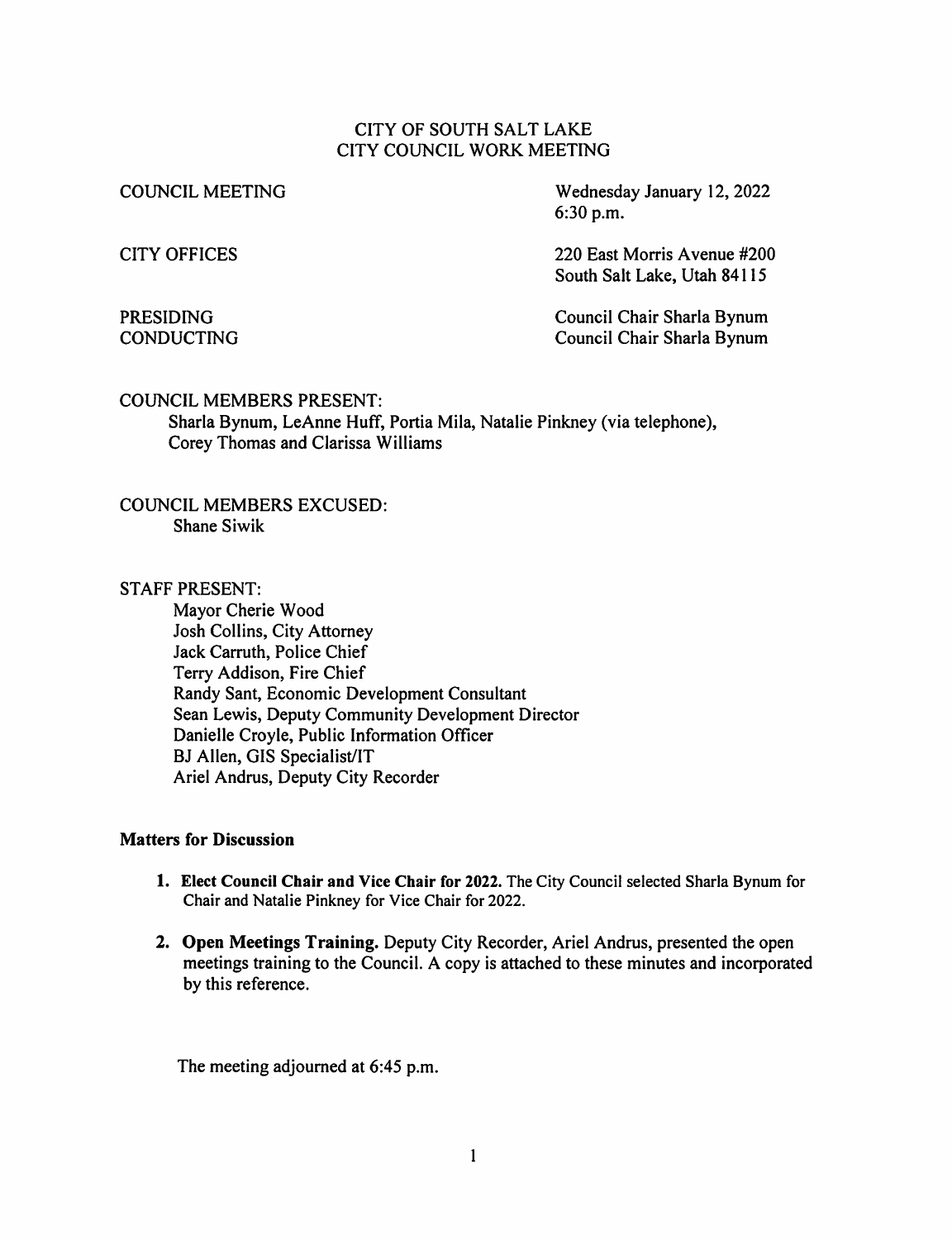# CITY OF SOUTH SALT LAKE
## CITY COUNCIL WORK MEETING

COUNCIL MEETING — Wednesday January 12, 2022  
6:30 p.m.

CITY OFFICES — 220 East Morris Avenue #200  
South Salt Lake, Utah 84115

PRESIDING — Council Chair Sharla Bynum  
CONDUCTING — Council Chair Sharla Bynum

COUNCIL MEMBERS PRESENT:  
Sharla Bynum, LeAnne Huff, Portia Mila, Natalie Pinkney (via telephone), Corey Thomas and Clarissa Williams

COUNCIL MEMBERS EXCUSED:  
Shane Siwik

STAFF PRESENT:  
Mayor Cherie Wood  
Josh Collins, City Attorney  
Jack Carruth, Police Chief  
Terry Addison, Fire Chief  
Randy Sant, Economic Development Consultant  
Sean Lewis, Deputy Community Development Director  
Danielle Croyle, Public Information Officer  
BJ Allen, GIS Specialist/IT  
Ariel Andrus, Deputy City Recorder

**Matters for Discussion**

1. **Elect Council Chair and Vice Chair for 2022.** The City Council selected Sharla Bynum for Chair and Natalie Pinkney for Vice Chair for 2022.

2. **Open Meetings Training.** Deputy City Recorder, Ariel Andrus, presented the open meetings training to the Council. A copy is attached to these minutes and incorporated by this reference.

The meeting adjourned at 6:45 p.m.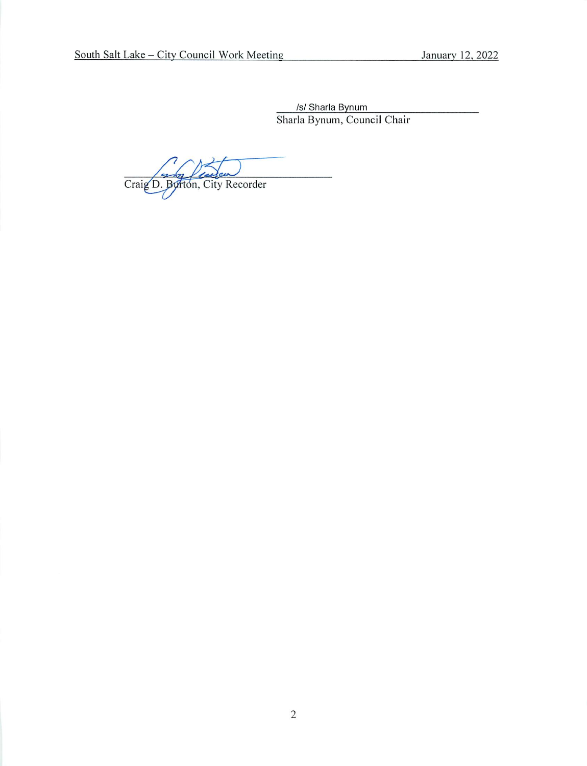/s/ Sharla Bynum

Sharla Bynum, Council Chair

Craig D. Burton, City Recorder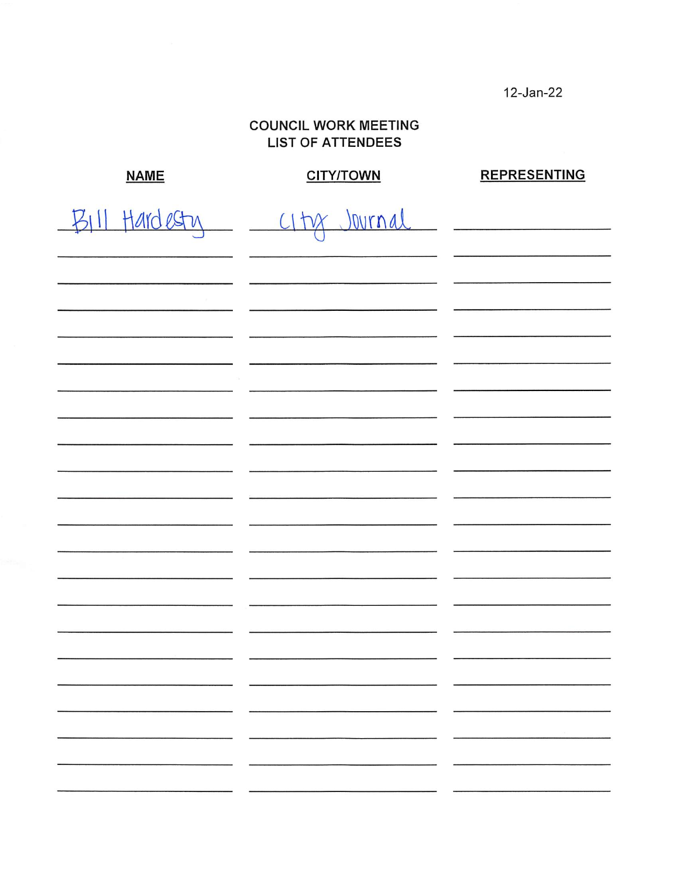12-Jan-22

# COUNCIL WORK MEETING
## LIST OF ATTENDEES

| NAME | CITY/TOWN | REPRESENTING |
|---|---|---|
| Bill Hardesty | City Journal | |
| | | |
| | | |
| | | |
| | | |
| | | |
| | | |
| | | |
| | | |
| | | |
| | | |
| | | |
| | | |
| | | |
| | | |
| | | |
| | | |
| | | |
| | | |
| | | |
| | | |
| | | |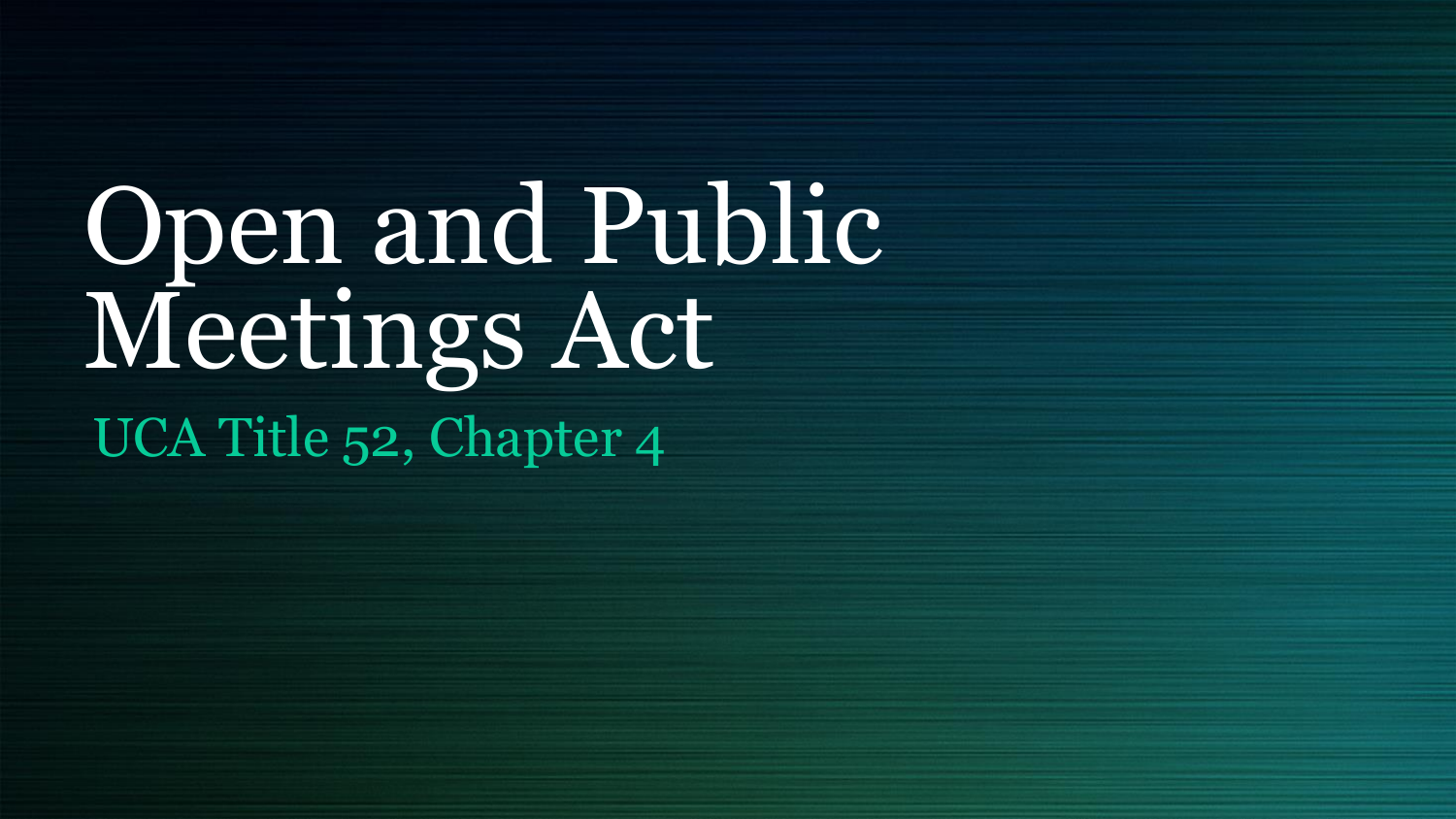# Open and Public Meetings Act

## UCA Title 52, Chapter 4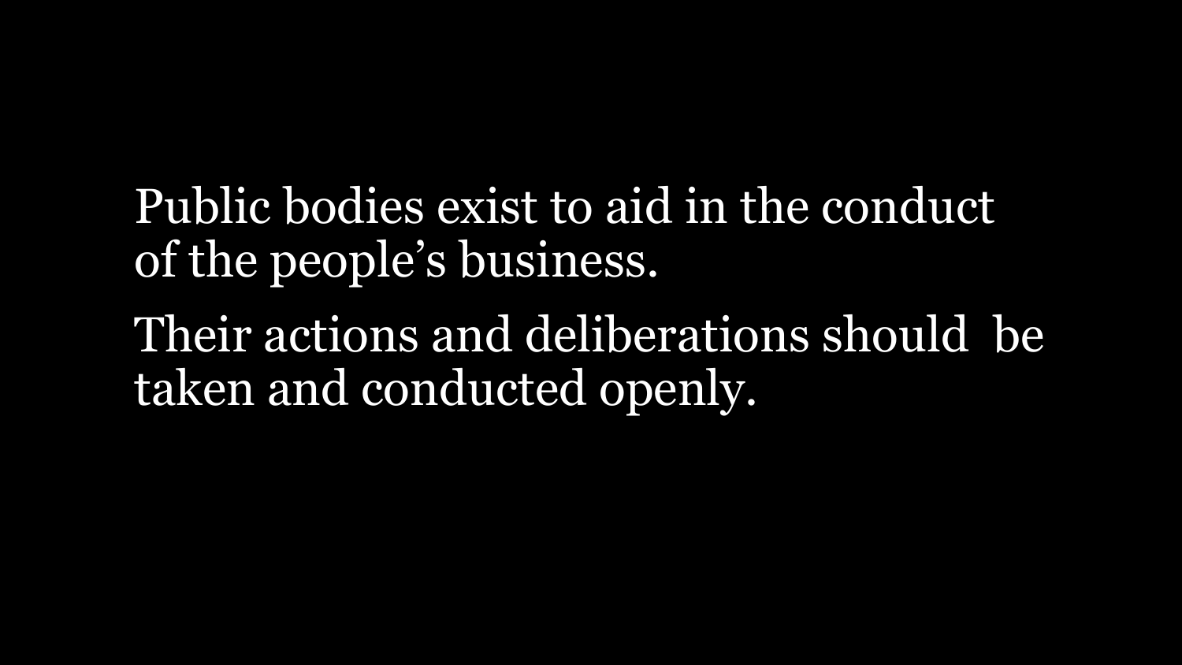Public bodies exist to aid in the conduct of the people's business.

Their actions and deliberations should be taken and conducted openly.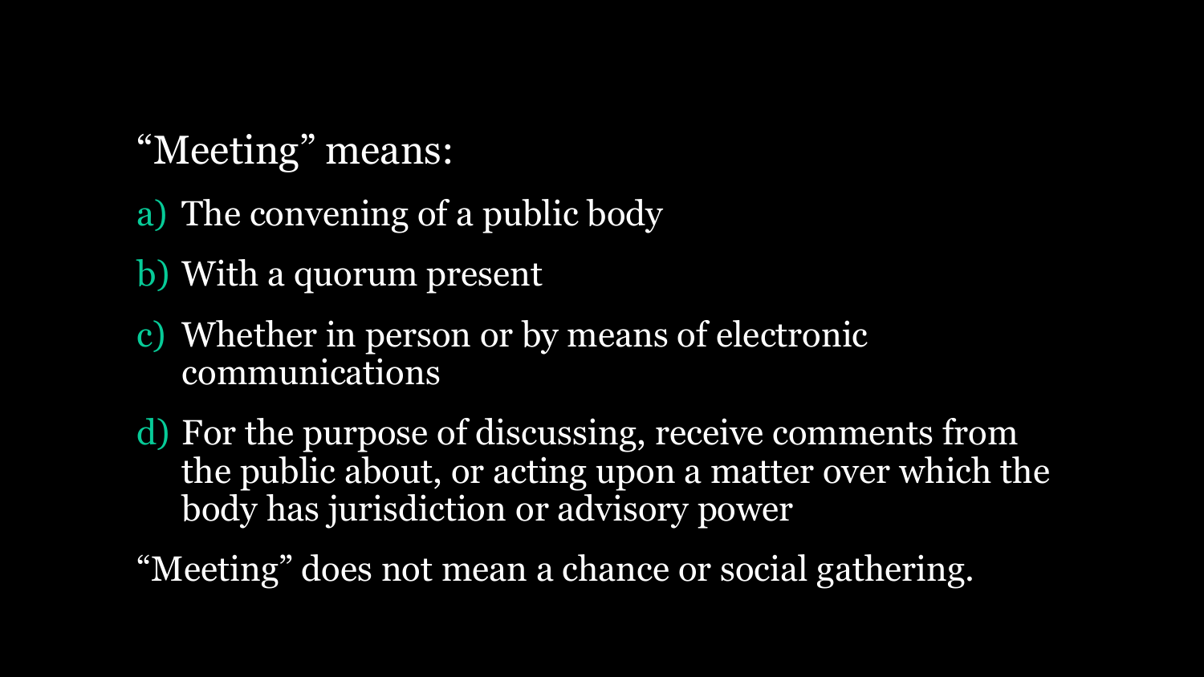"Meeting" means:

a) The convening of a public body
b) With a quorum present
c) Whether in person or by means of electronic communications
d) For the purpose of discussing, receive comments from the public about, or acting upon a matter over which the body has jurisdiction or advisory power

"Meeting" does not mean a chance or social gathering.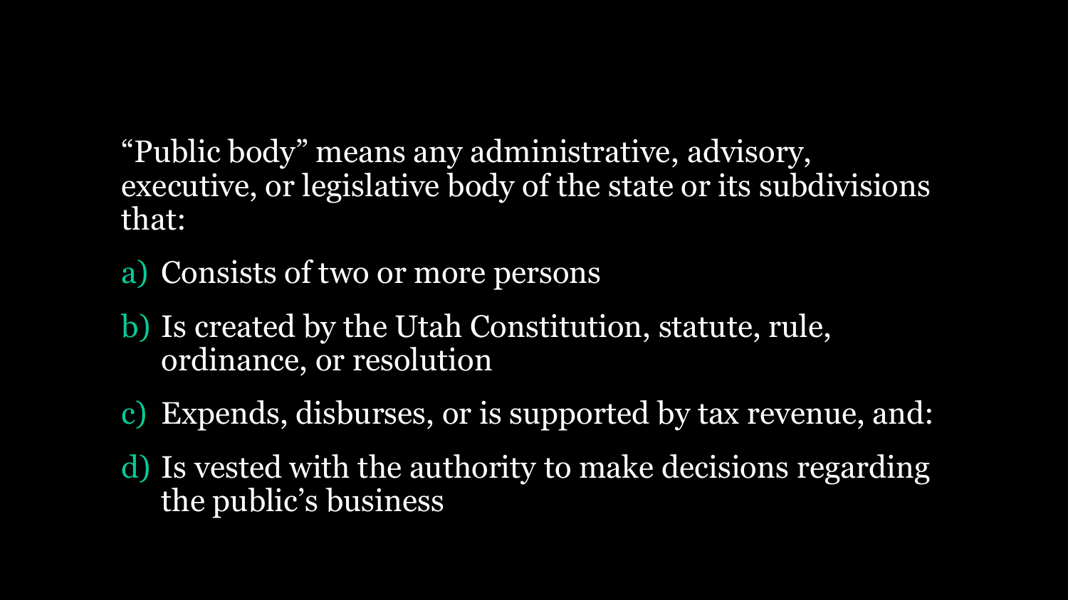“Public body” means any administrative, advisory, executive, or legislative body of the state or its subdivisions that:

a) Consists of two or more persons

b) Is created by the Utah Constitution, statute, rule, ordinance, or resolution

c) Expends, disburses, or is supported by tax revenue, and:

d) Is vested with the authority to make decisions regarding the public’s business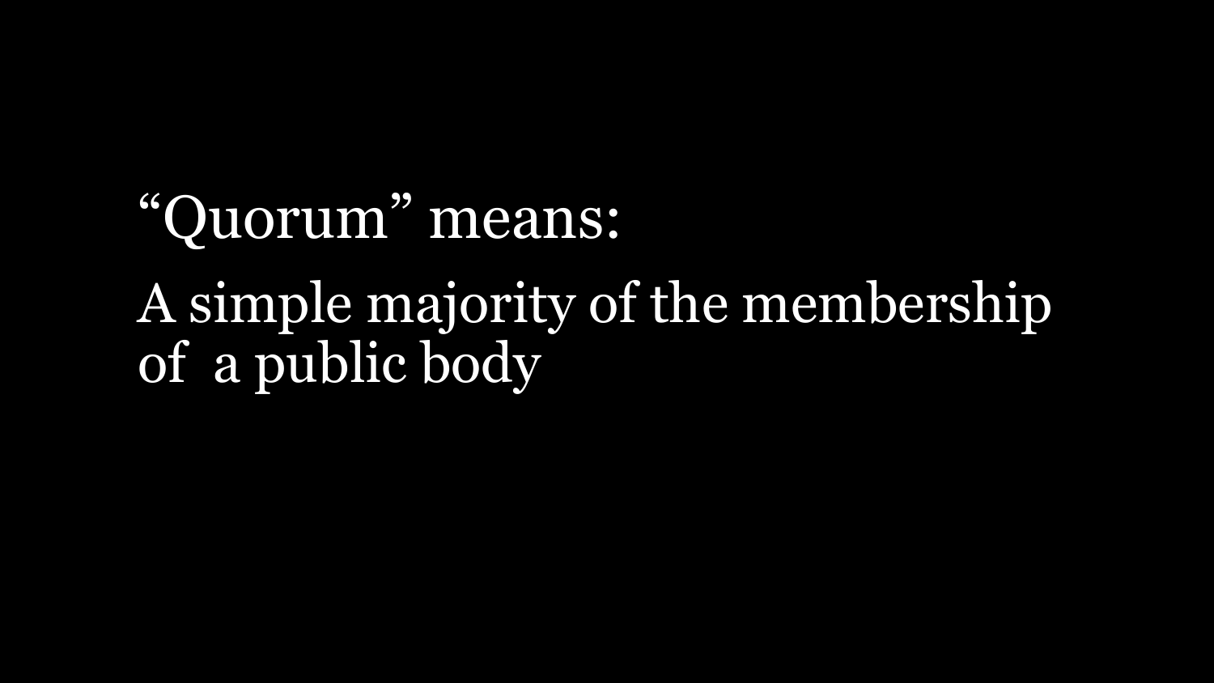“Quorum” means:

A simple majority of the membership of a public body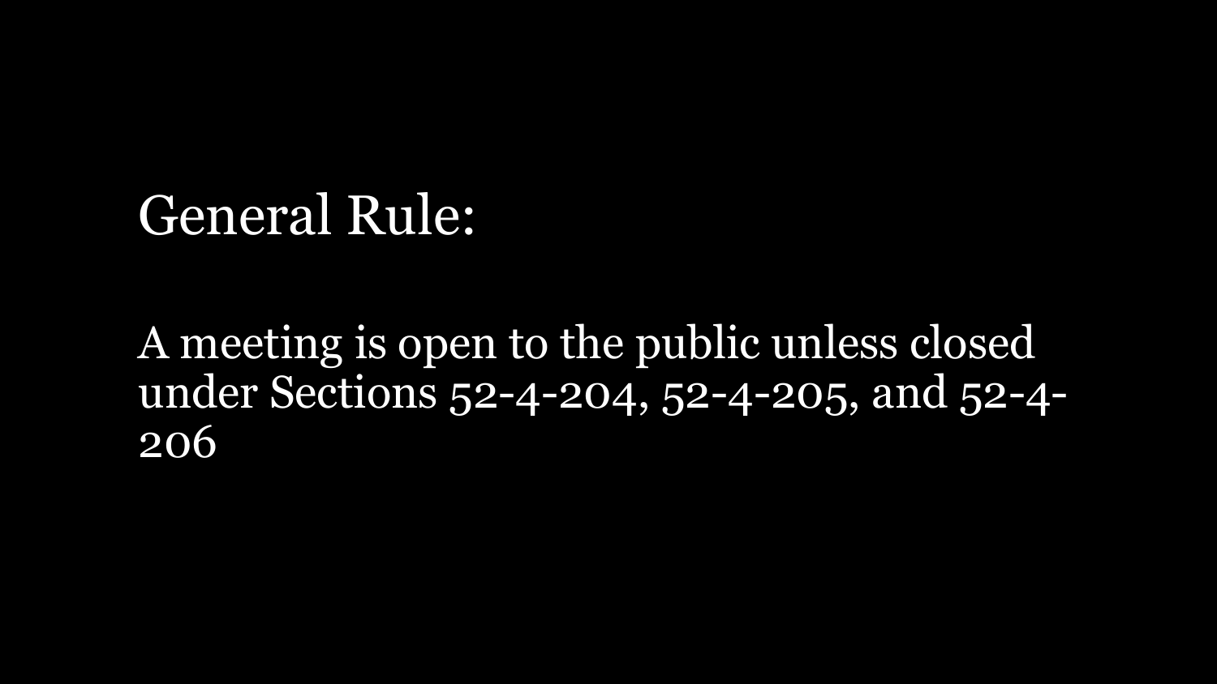## General Rule:

A meeting is open to the public unless closed under Sections 52-4-204, 52-4-205, and 52-4-206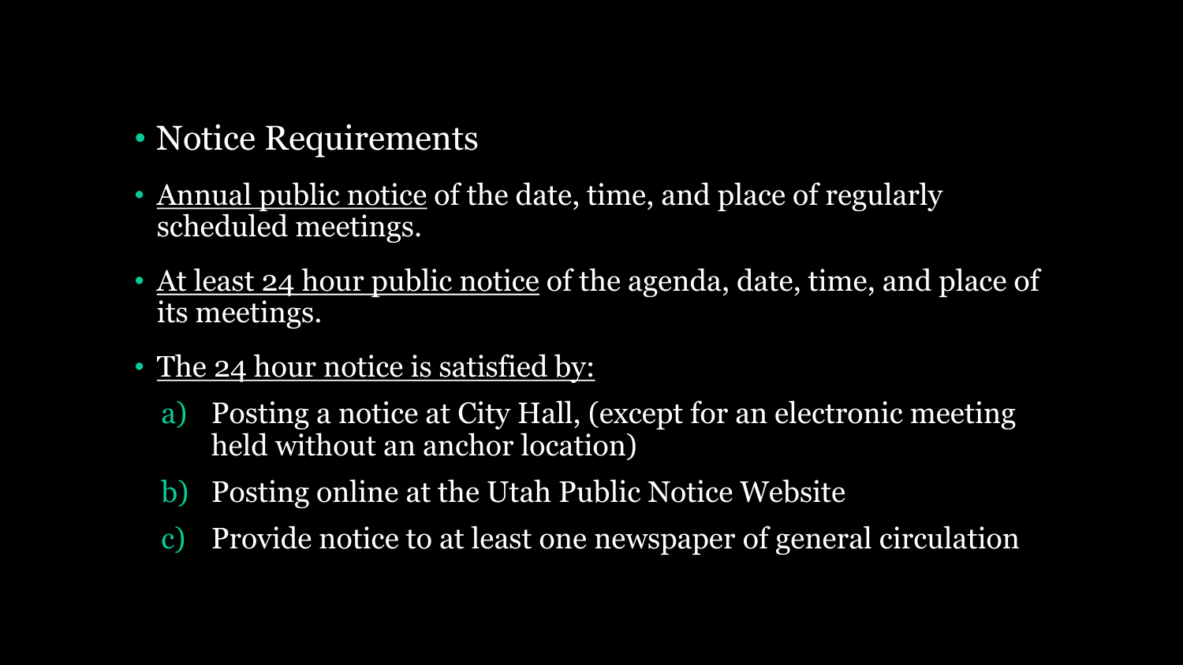- Notice Requirements
- Annual public notice of the date, time, and place of regularly scheduled meetings.
- At least 24 hour public notice of the agenda, date, time, and place of its meetings.
- The 24 hour notice is satisfied by:
  a) Posting a notice at City Hall, (except for an electronic meeting held without an anchor location)
  b) Posting online at the Utah Public Notice Website
  c) Provide notice to at least one newspaper of general circulation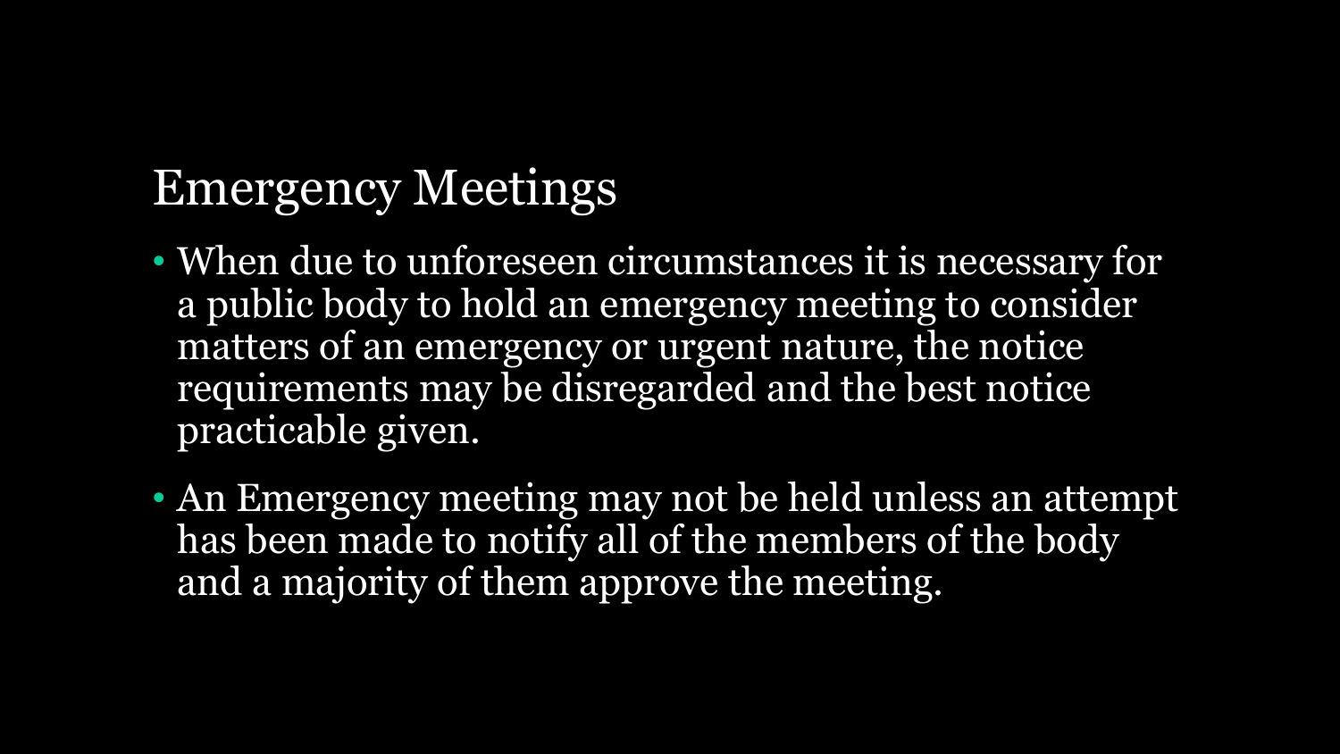# Emergency Meetings

- When due to unforeseen circumstances it is necessary for a public body to hold an emergency meeting to consider matters of an emergency or urgent nature, the notice requirements may be disregarded and the best notice practicable given.
- An Emergency meeting may not be held unless an attempt has been made to notify all of the members of the body and a majority of them approve the meeting.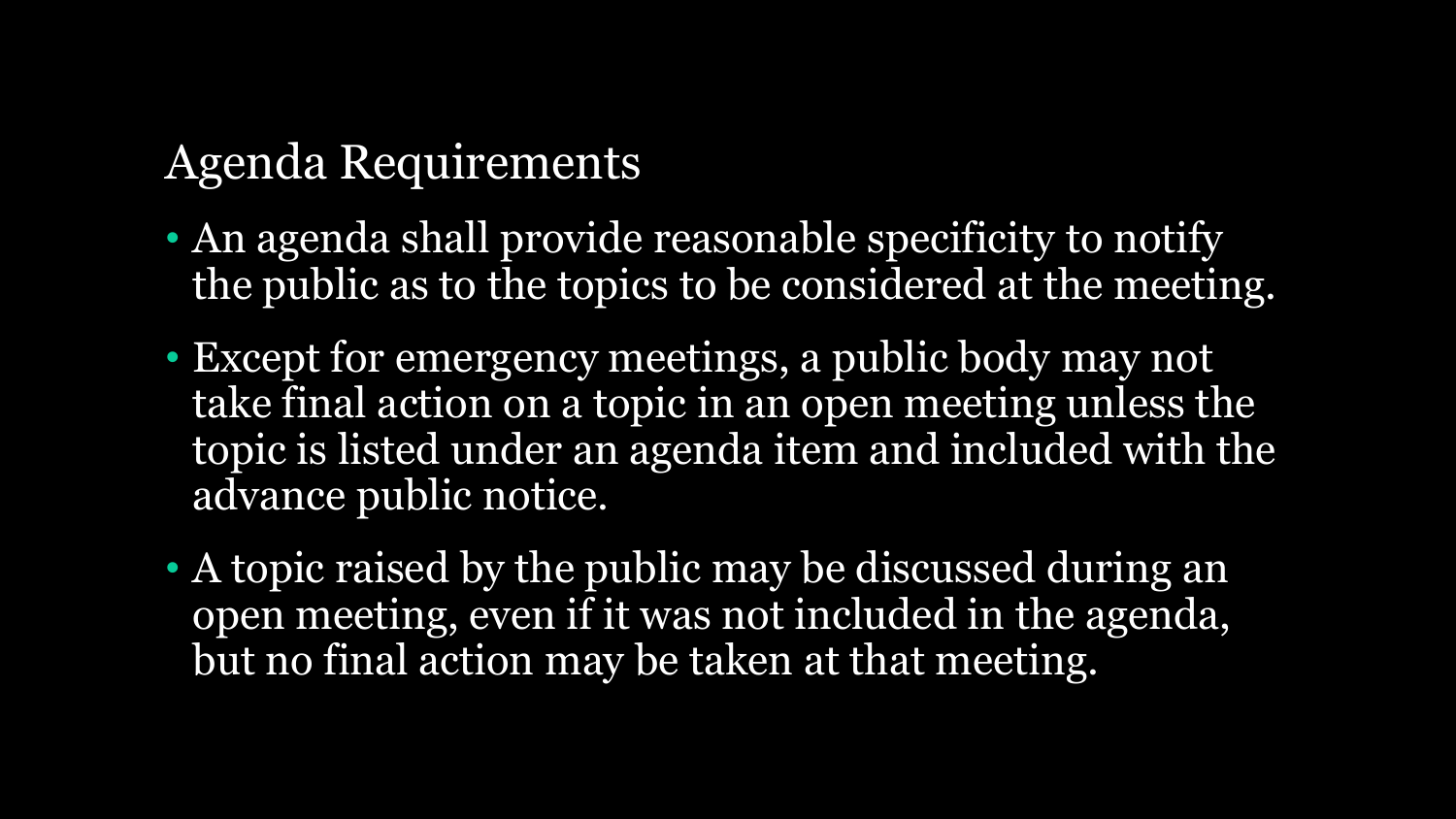## Agenda Requirements

- An agenda shall provide reasonable specificity to notify the public as to the topics to be considered at the meeting.
- Except for emergency meetings, a public body may not take final action on a topic in an open meeting unless the topic is listed under an agenda item and included with the advance public notice.
- A topic raised by the public may be discussed during an open meeting, even if it was not included in the agenda, but no final action may be taken at that meeting.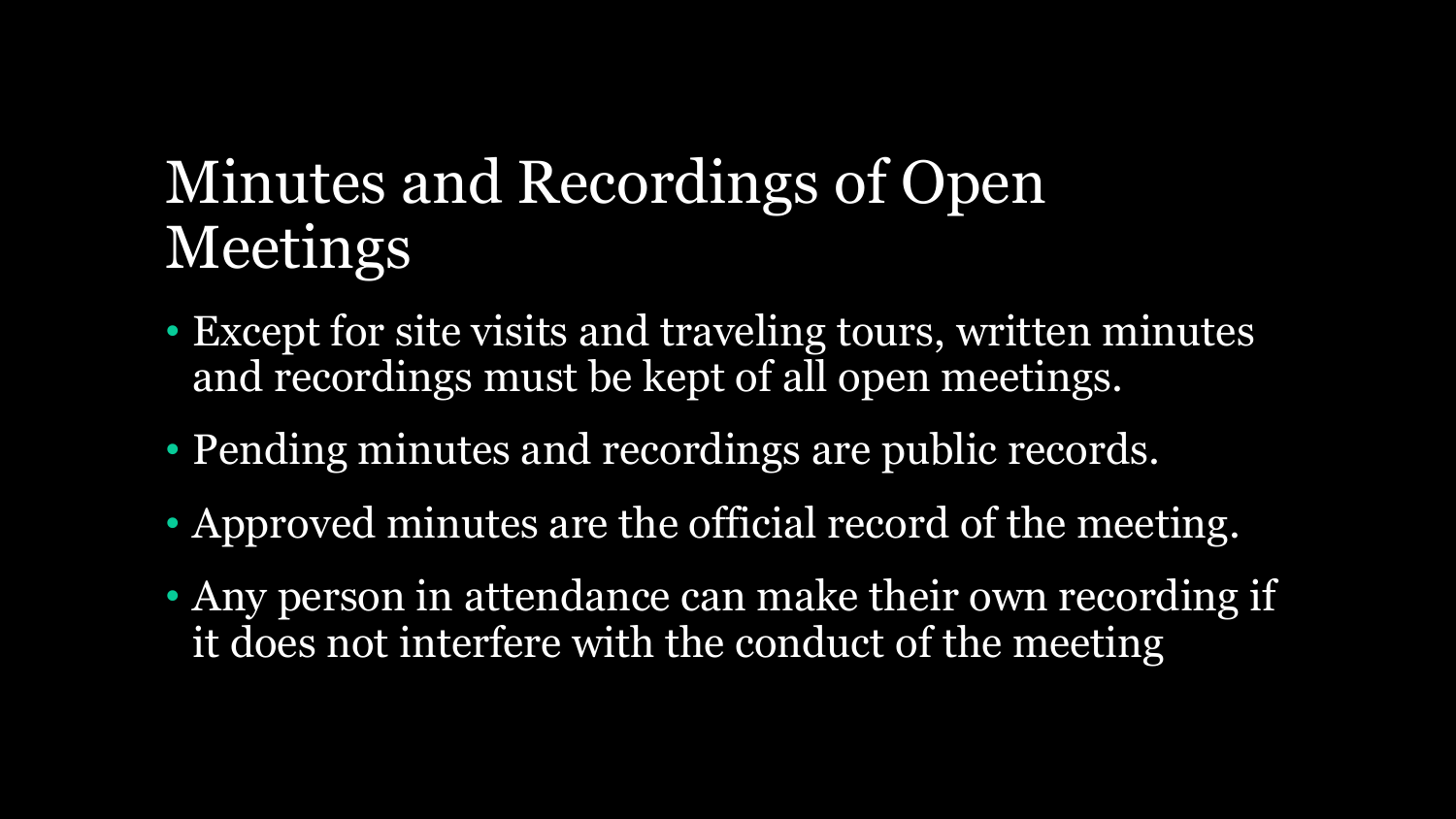# Minutes and Recordings of Open Meetings

- Except for site visits and traveling tours, written minutes and recordings must be kept of all open meetings.
- Pending minutes and recordings are public records.
- Approved minutes are the official record of the meeting.
- Any person in attendance can make their own recording if it does not interfere with the conduct of the meeting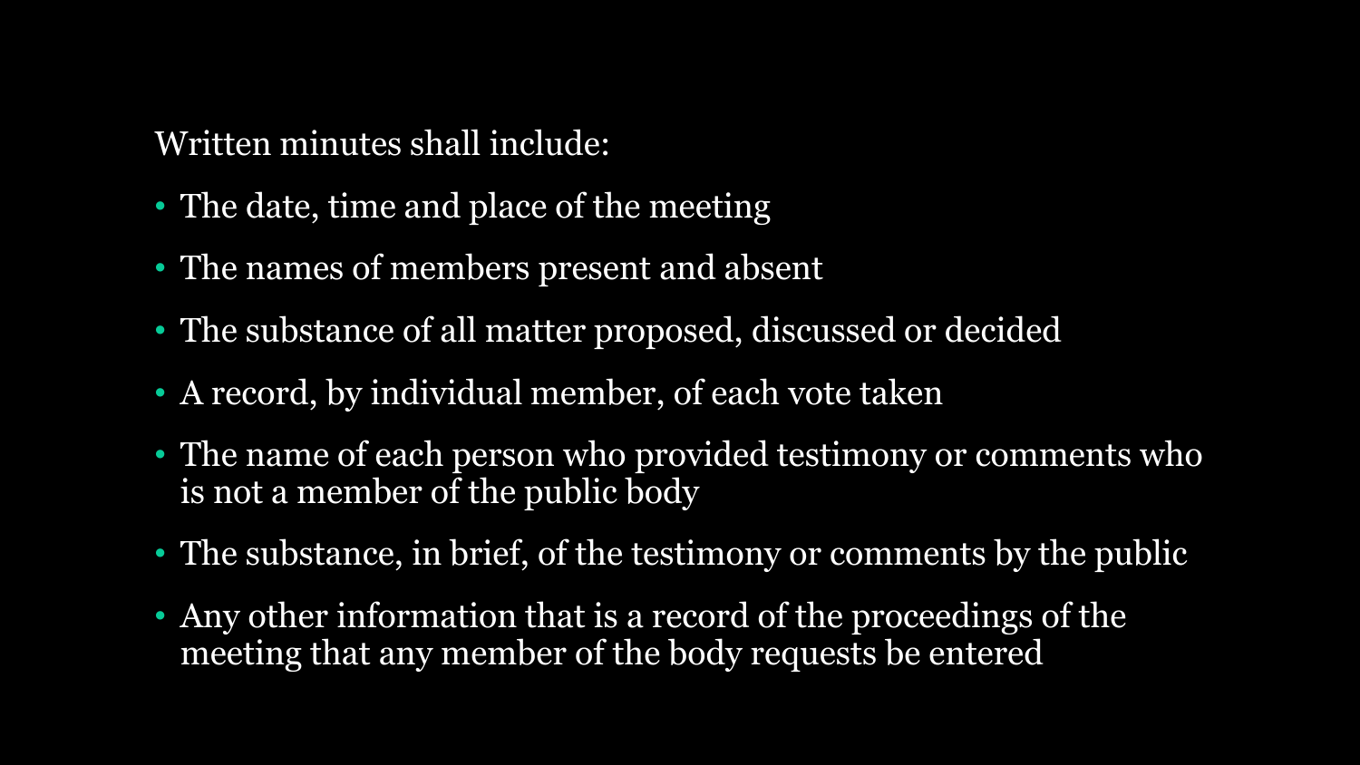Written minutes shall include:

- The date, time and place of the meeting
- The names of members present and absent
- The substance of all matter proposed, discussed or decided
- A record, by individual member, of each vote taken
- The name of each person who provided testimony or comments who is not a member of the public body
- The substance, in brief, of the testimony or comments by the public
- Any other information that is a record of the proceedings of the meeting that any member of the body requests be entered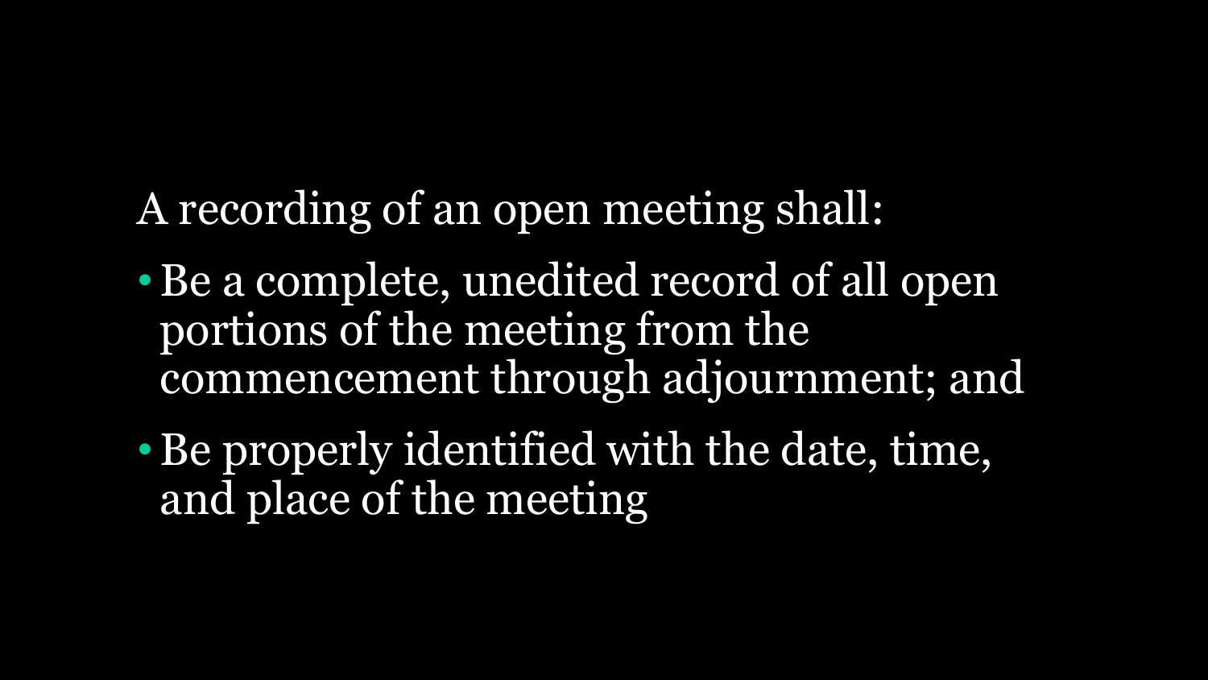A recording of an open meeting shall:

- Be a complete, unedited record of all open portions of the meeting from the commencement through adjournment; and
- Be properly identified with the date, time, and place of the meeting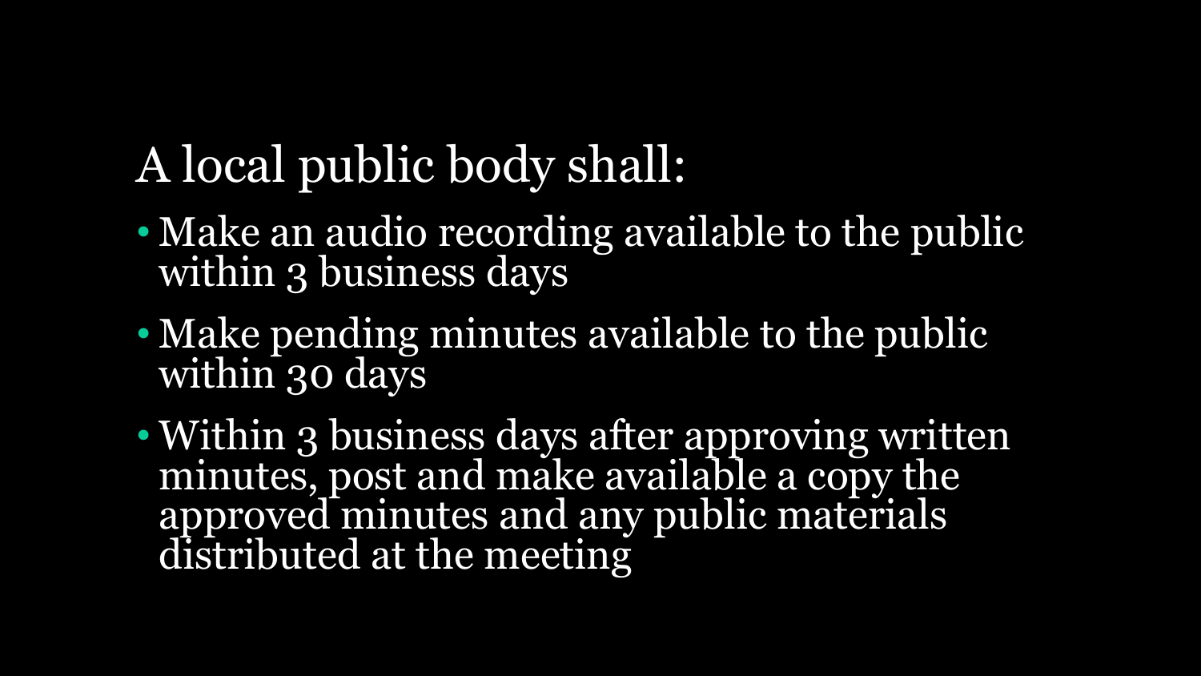# A local public body shall:

- Make an audio recording available to the public within 3 business days
- Make pending minutes available to the public within 30 days
- Within 3 business days after approving written minutes, post and make available a copy the approved minutes and any public materials distributed at the meeting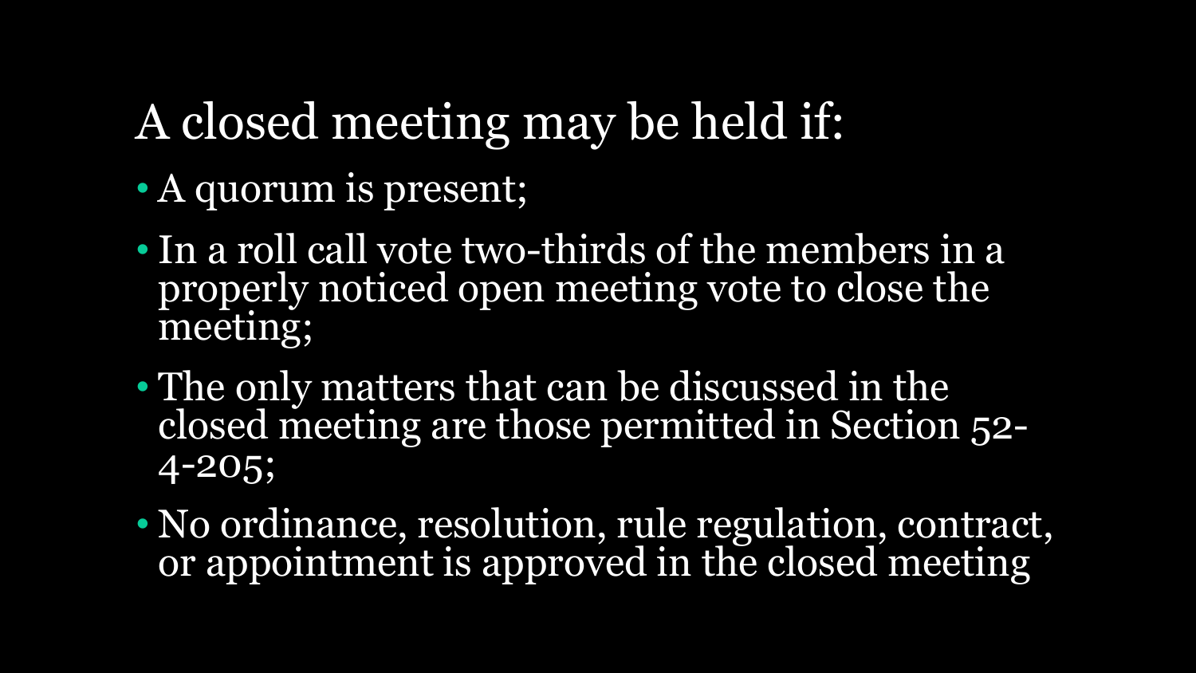# A closed meeting may be held if:

- A quorum is present;
- In a roll call vote two-thirds of the members in a properly noticed open meeting vote to close the meeting;
- The only matters that can be discussed in the closed meeting are those permitted in Section 52-4-205;
- No ordinance, resolution, rule regulation, contract, or appointment is approved in the closed meeting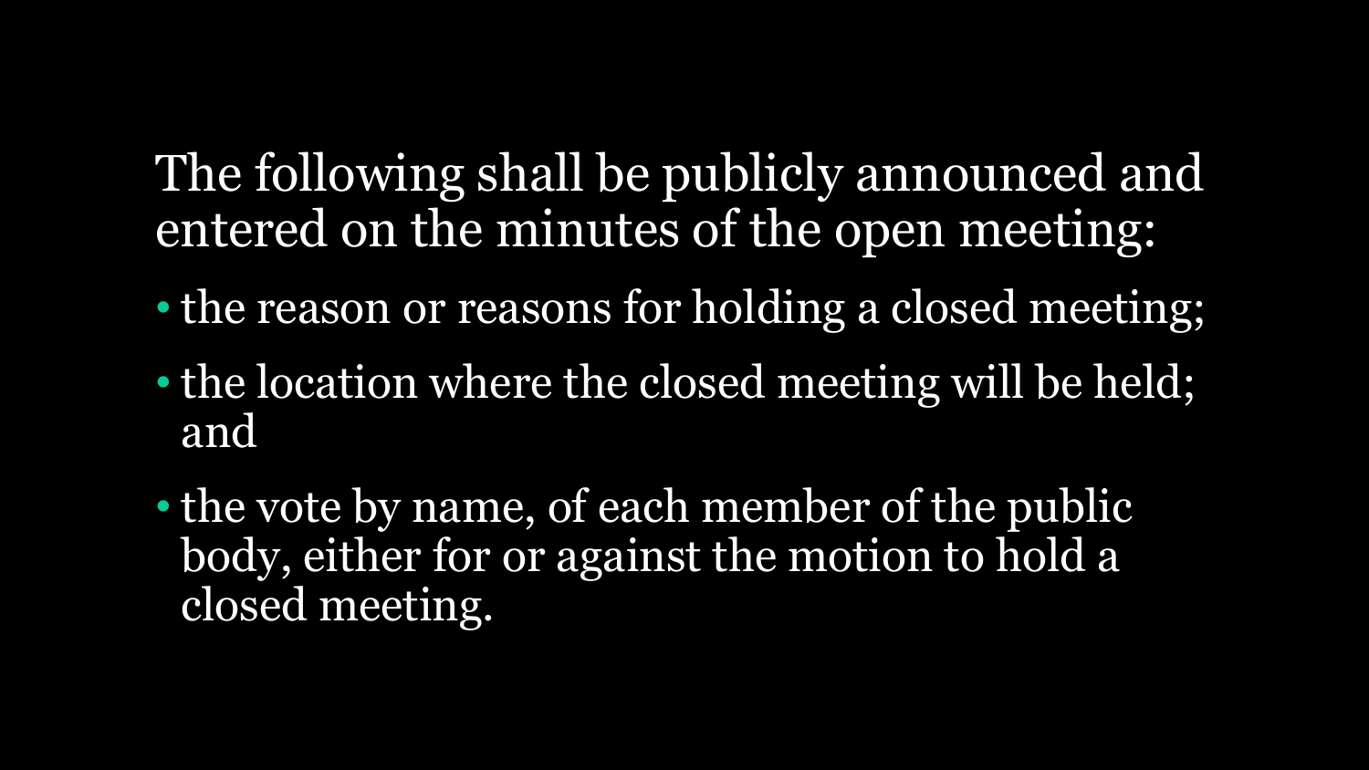The following shall be publicly announced and entered on the minutes of the open meeting:

- the reason or reasons for holding a closed meeting;
- the location where the closed meeting will be held; and
- the vote by name, of each member of the public body, either for or against the motion to hold a closed meeting.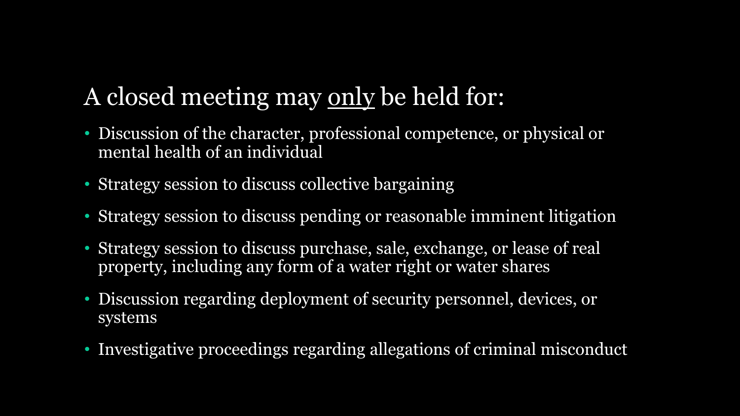## A closed meeting may <u>only</u> be held for:

- Discussion of the character, professional competence, or physical or mental health of an individual
- Strategy session to discuss collective bargaining
- Strategy session to discuss pending or reasonable imminent litigation
- Strategy session to discuss purchase, sale, exchange, or lease of real property, including any form of a water right or water shares
- Discussion regarding deployment of security personnel, devices, or systems
- Investigative proceedings regarding allegations of criminal misconduct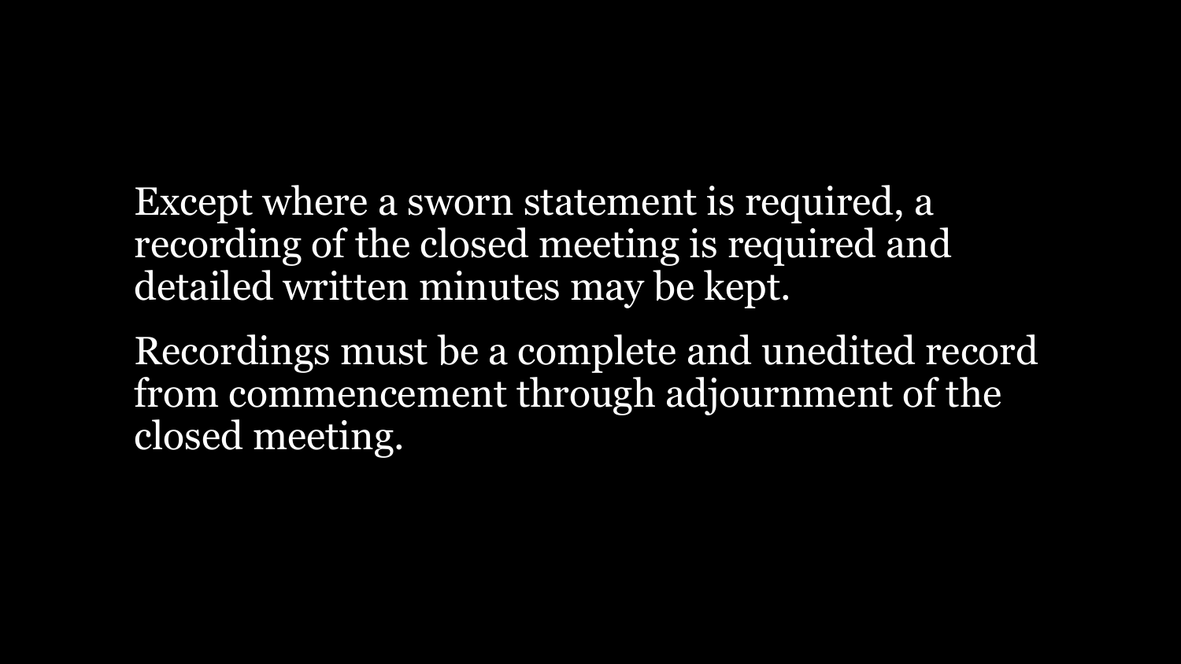Except where a sworn statement is required, a recording of the closed meeting is required and detailed written minutes may be kept.

Recordings must be a complete and unedited record from commencement through adjournment of the closed meeting.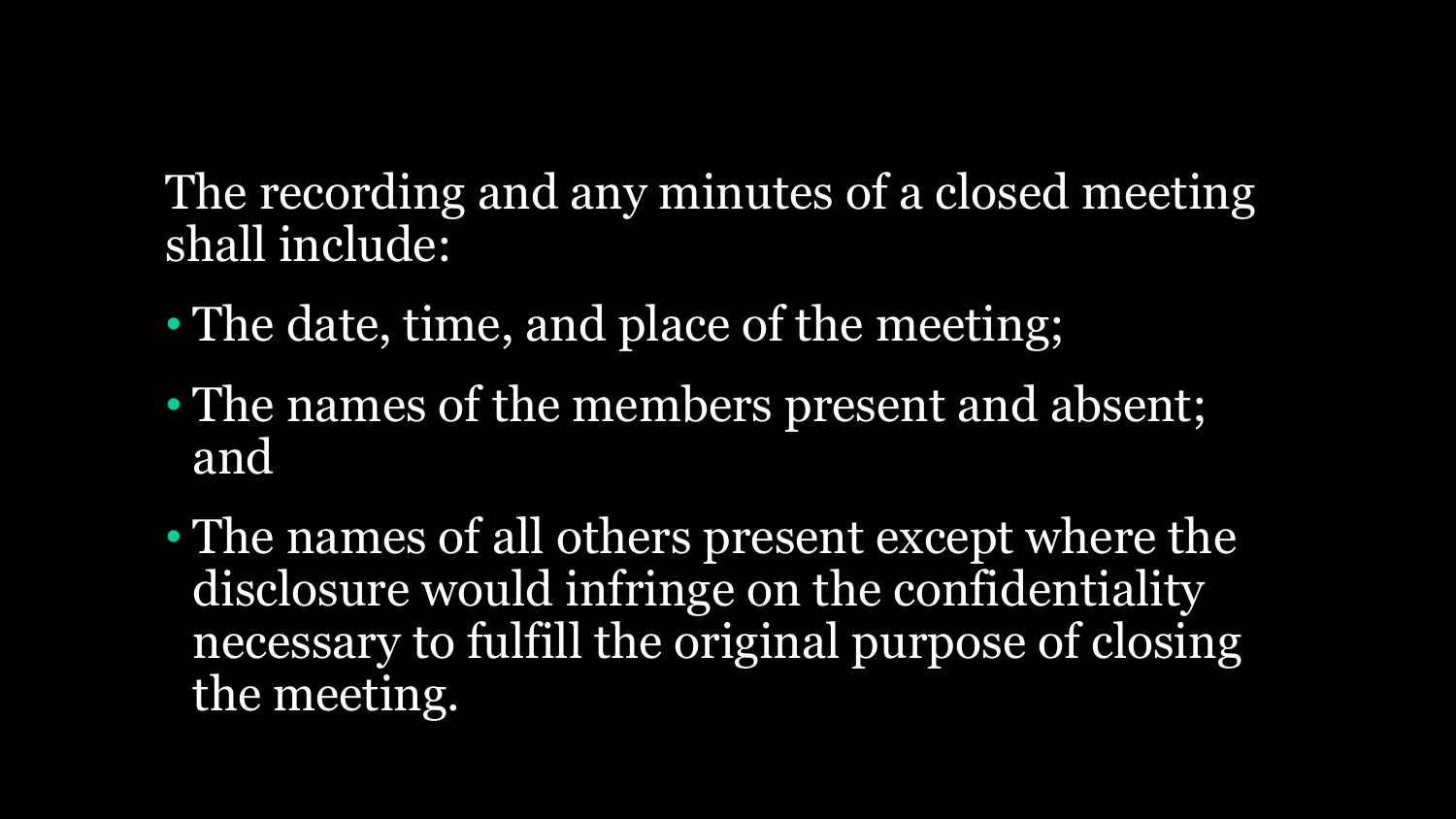The recording and any minutes of a closed meeting shall include:

- The date, time, and place of the meeting;
- The names of the members present and absent; and
- The names of all others present except where the disclosure would infringe on the confidentiality necessary to fulfill the original purpose of closing the meeting.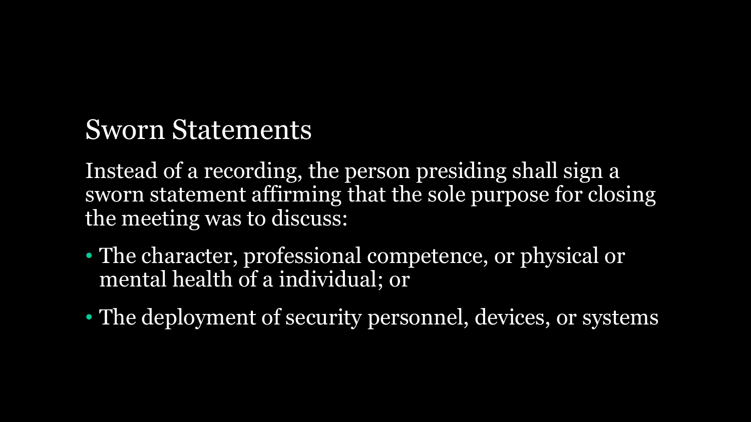## Sworn Statements

Instead of a recording, the person presiding shall sign a sworn statement affirming that the sole purpose for closing the meeting was to discuss:

- The character, professional competence, or physical or mental health of a individual; or
- The deployment of security personnel, devices, or systems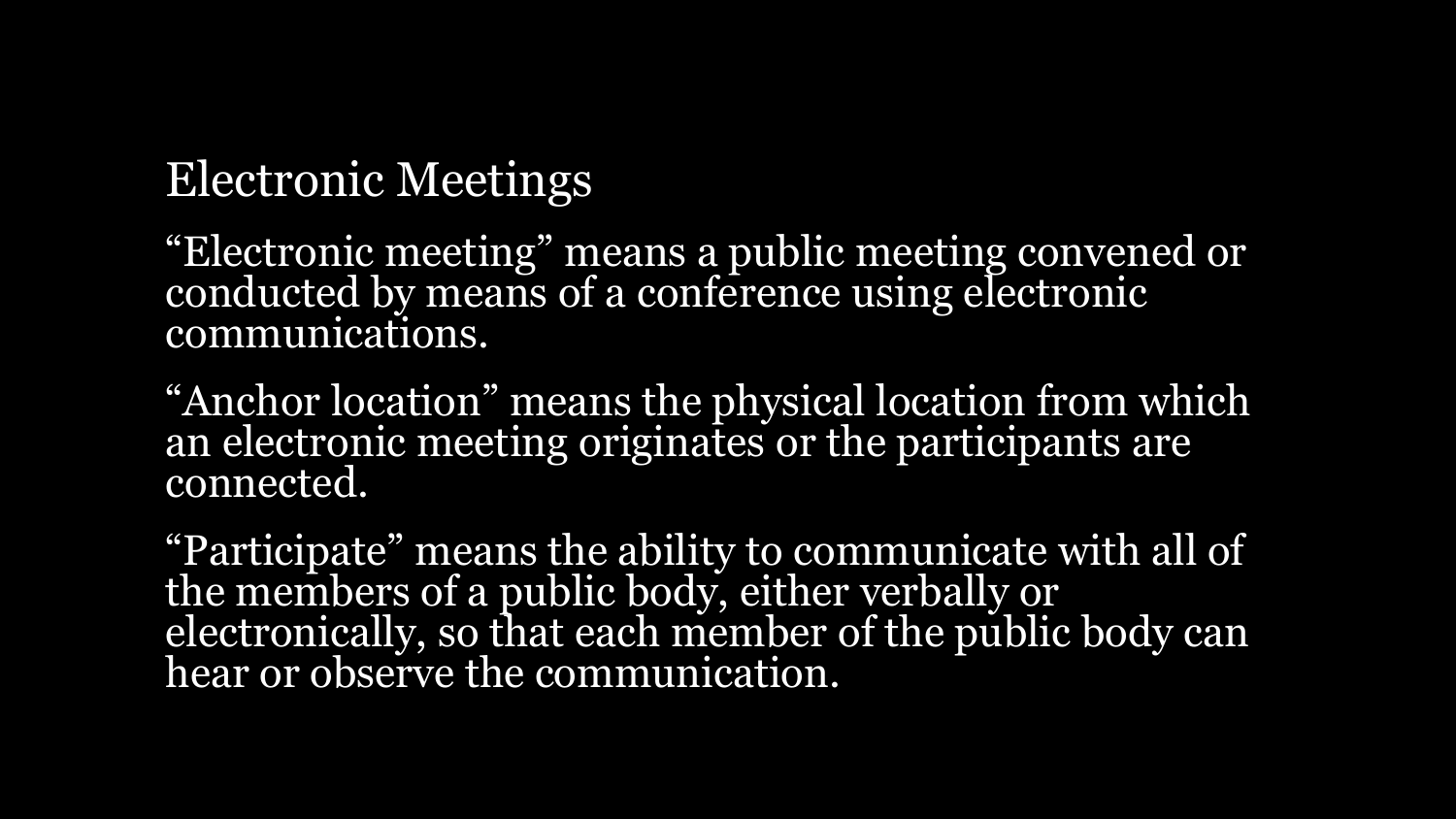# Electronic Meetings

"Electronic meeting" means a public meeting convened or conducted by means of a conference using electronic communications.

"Anchor location" means the physical location from which an electronic meeting originates or the participants are connected.

"Participate" means the ability to communicate with all of the members of a public body, either verbally or electronically, so that each member of the public body can hear or observe the communication.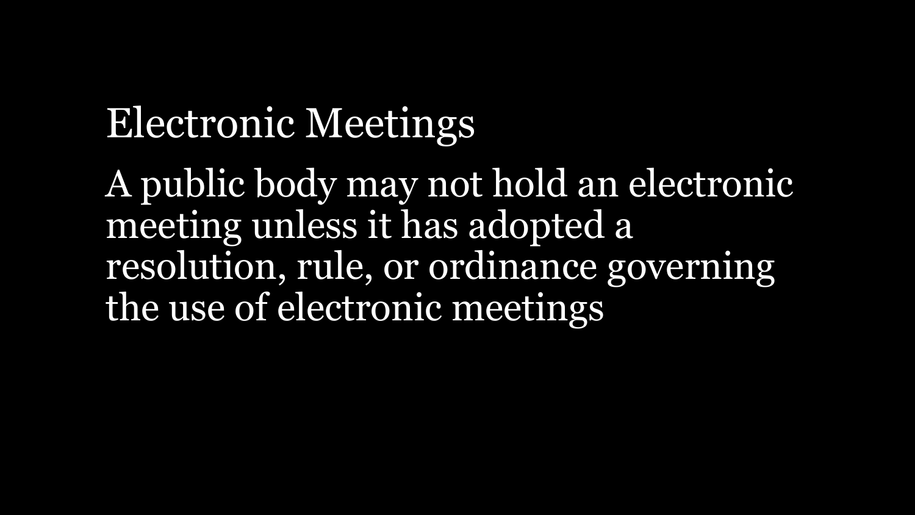# Electronic Meetings

A public body may not hold an electronic meeting unless it has adopted a resolution, rule, or ordinance governing the use of electronic meetings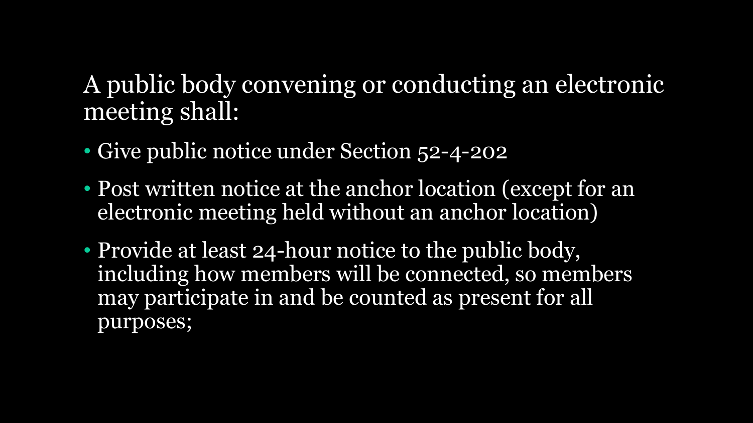A public body convening or conducting an electronic meeting shall:

- Give public notice under Section 52-4-202
- Post written notice at the anchor location (except for an electronic meeting held without an anchor location)
- Provide at least 24-hour notice to the public body, including how members will be connected, so members may participate in and be counted as present for all purposes;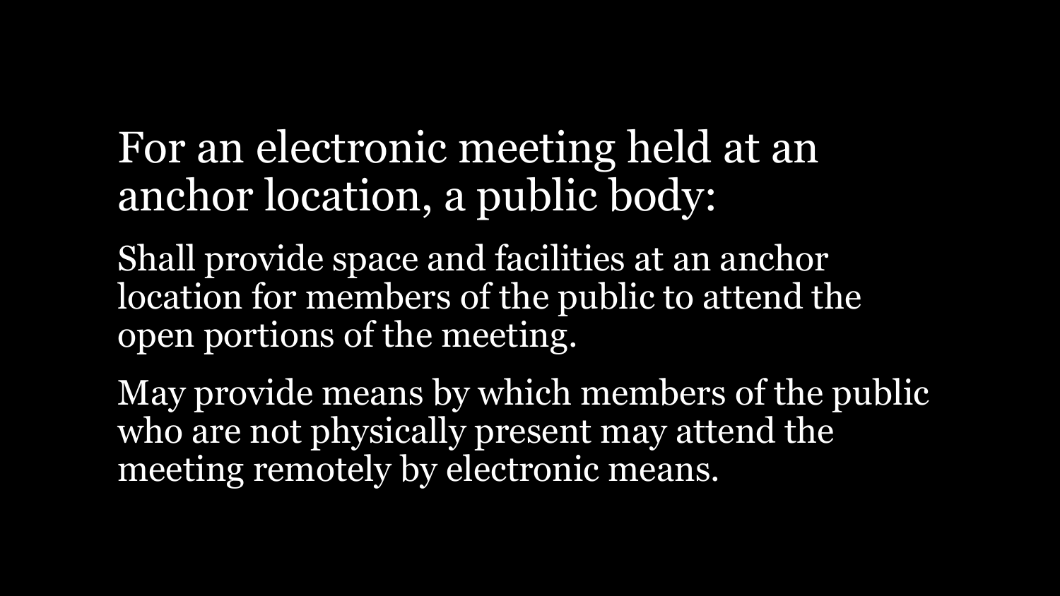# For an electronic meeting held at an anchor location, a public body:

Shall provide space and facilities at an anchor location for members of the public to attend the open portions of the meeting.

May provide means by which members of the public who are not physically present may attend the meeting remotely by electronic means.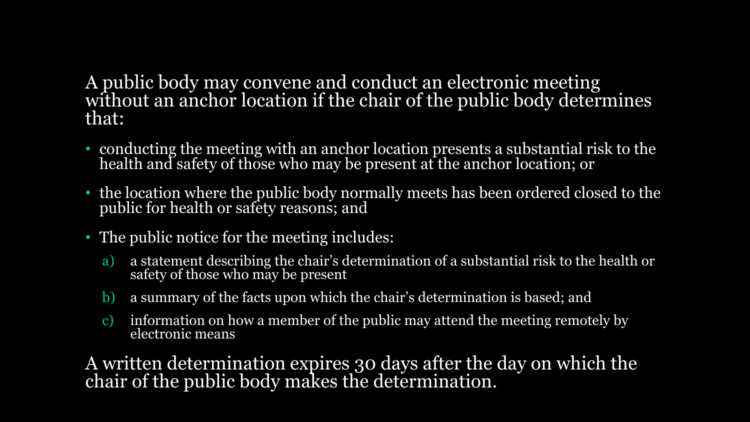A public body may convene and conduct an electronic meeting without an anchor location if the chair of the public body determines that:

- conducting the meeting with an anchor location presents a substantial risk to the health and safety of those who may be present at the anchor location; or
- the location where the public body normally meets has been ordered closed to the public for health or safety reasons; and
- The public notice for the meeting includes:
  a) a statement describing the chair's determination of a substantial risk to the health or safety of those who may be present
  b) a summary of the facts upon which the chair's determination is based; and
  c) information on how a member of the public may attend the meeting remotely by electronic means

A written determination expires 30 days after the day on which the chair of the public body makes the determination.